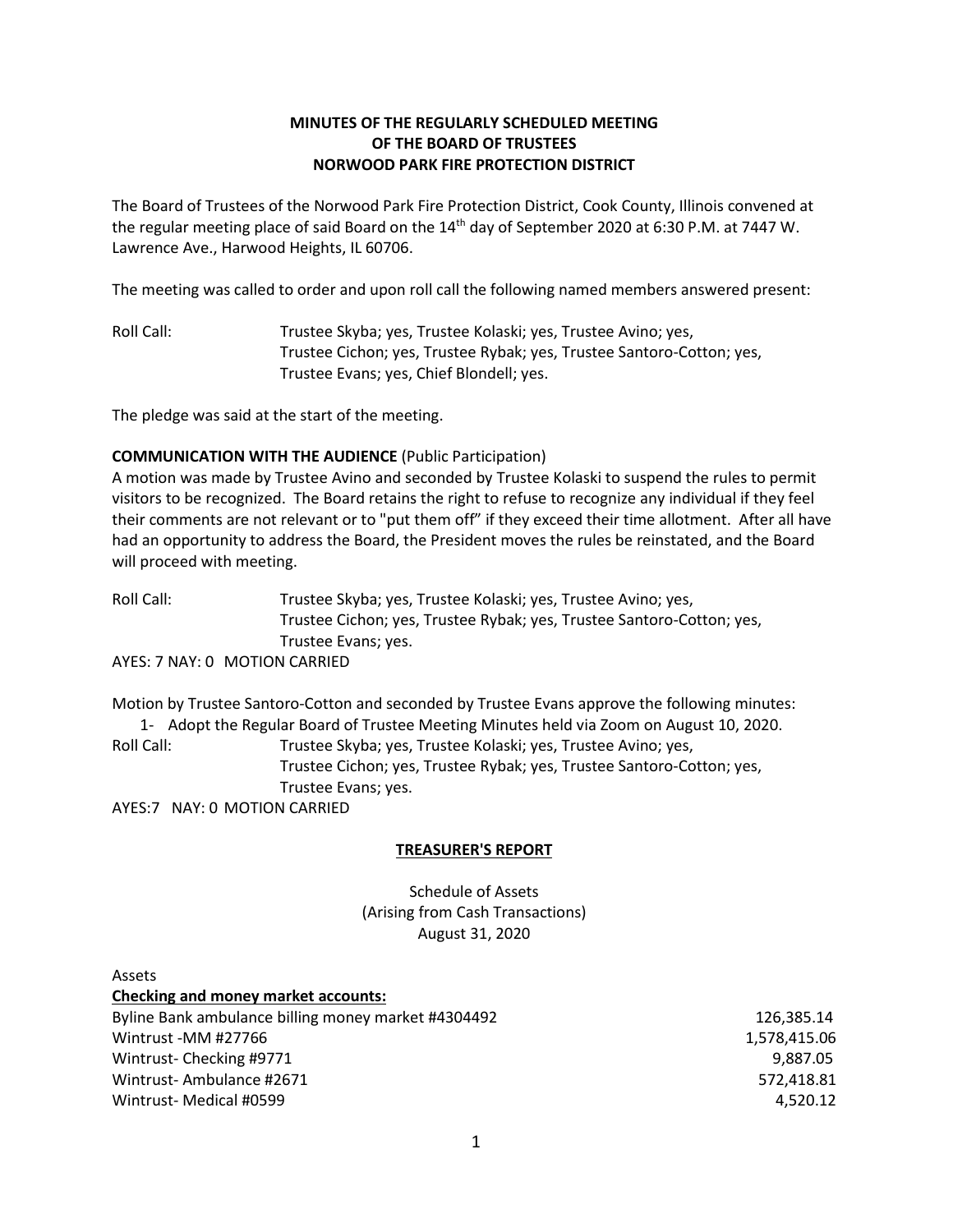**MINUTES OF THE REGULARLY SCHEDULED MEETING OF THE BOARD OF TRUSTEES NORWOOD PARK FIRE PROTECTION DISTRICT**

The Board of Trustees of the Norwood Park Fire Protection District, Cook County, Illinois convened at the regular meeting place of said Board on the 14th day of September 2020 at 6:30 P.M. at 7447 W. Lawrence Ave., Harwood Heights, IL 60706.

The meeting was called to order and upon roll call the following named members answered present:

Roll Call: Trustee Skyba; yes, Trustee Kolaski; yes, Trustee Avino; yes, Trustee Cichon; yes, Trustee Rybak; yes, Trustee Santoro-Cotton; yes, Trustee Evans; yes, Chief Blondell; yes.

The pledge was said at the start of the meeting.

**COMMUNICATION WITH THE AUDIENCE** (Public Participation)

A motion was made by Trustee Avino and seconded by Trustee Kolaski to suspend the rules to permit visitors to be recognized. The Board retains the right to refuse to recognize any individual if they feel their comments are not relevant or to "put them off" if they exceed their time allotment. After all have had an opportunity to address the Board, the President moves the rules be reinstated, and the Board will proceed with meeting.

Roll Call: Trustee Skyba; yes, Trustee Kolaski; yes, Trustee Avino; yes, Trustee Cichon; yes, Trustee Rybak; yes, Trustee Santoro-Cotton; yes, Trustee Evans; yes.

AYES: 7 NAY: 0 MOTION CARRIED

Motion by Trustee Santoro-Cotton and seconded by Trustee Evans approve the following minutes:

1- Adopt the Regular Board of Trustee Meeting Minutes held via Zoom on August 10, 2020.

Roll Call: Trustee Skyba; yes, Trustee Kolaski; yes, Trustee Avino; yes, Trustee Cichon; yes, Trustee Rybak; yes, Trustee Santoro-Cotton; yes, Trustee Evans; yes.

AYES:7 NAY: 0 MOTION CARRIED

**TREASURER'S REPORT**

Schedule of Assets
(Arising from Cash Transactions)
August 31, 2020

Assets

**Checking and money market accounts:**

| | |
|---|---:|
| Byline Bank ambulance billing money market #4304492 | 126,385.14 |
| Wintrust -MM #27766 | 1,578,415.06 |
| Wintrust- Checking #9771 | 9,887.05 |
| Wintrust- Ambulance #2671 | 572,418.81 |
| Wintrust- Medical #0599 | 4,520.12 |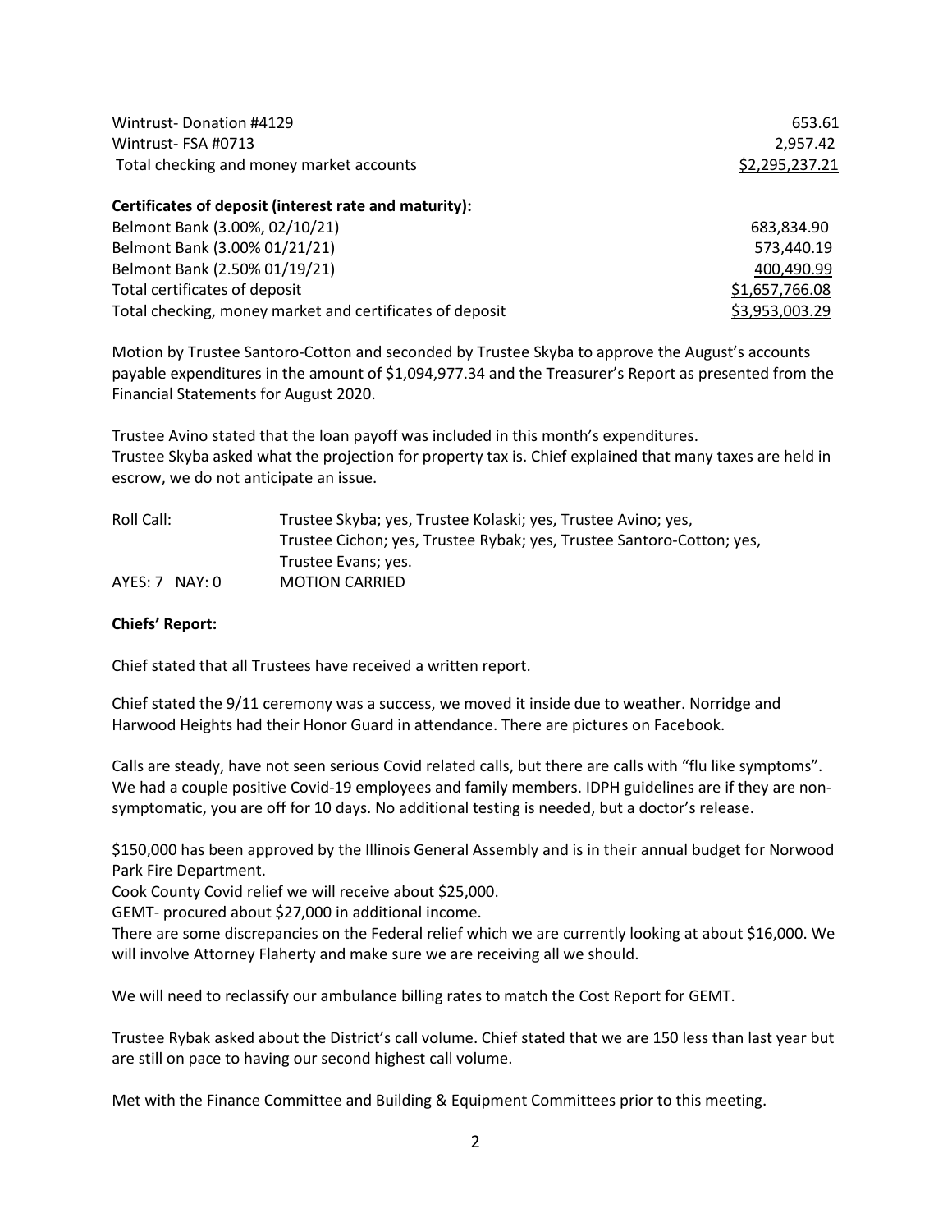| | |
|---|---|
| Wintrust- Donation #4129 | 653.61 |
| Wintrust- FSA #0713 | 2,957.42 |
| Total checking and money market accounts | $2,295,237.21 |

**Certificates of deposit (interest rate and maturity):**

| | |
|---|---|
| Belmont Bank (3.00%, 02/10/21) | 683,834.90 |
| Belmont Bank (3.00% 01/21/21) | 573,440.19 |
| Belmont Bank (2.50% 01/19/21) | 400,490.99 |
| Total certificates of deposit | $1,657,766.08 |
| Total checking, money market and certificates of deposit | $3,953,003.29 |

Motion by Trustee Santoro-Cotton and seconded by Trustee Skyba to approve the August's accounts payable expenditures in the amount of $1,094,977.34 and the Treasurer's Report as presented from the Financial Statements for August 2020.

Trustee Avino stated that the loan payoff was included in this month's expenditures.
Trustee Skyba asked what the projection for property tax is. Chief explained that many taxes are held in escrow, we do not anticipate an issue.

Roll Call: Trustee Skyba; yes, Trustee Kolaski; yes, Trustee Avino; yes, Trustee Cichon; yes, Trustee Rybak; yes, Trustee Santoro-Cotton; yes, Trustee Evans; yes.
AYES: 7 NAY: 0 MOTION CARRIED

**Chiefs' Report:**

Chief stated that all Trustees have received a written report.

Chief stated the 9/11 ceremony was a success, we moved it inside due to weather. Norridge and Harwood Heights had their Honor Guard in attendance. There are pictures on Facebook.

Calls are steady, have not seen serious Covid related calls, but there are calls with "flu like symptoms". We had a couple positive Covid-19 employees and family members. IDPH guidelines are if they are non-symptomatic, you are off for 10 days. No additional testing is needed, but a doctor's release.

$150,000 has been approved by the Illinois General Assembly and is in their annual budget for Norwood Park Fire Department.
Cook County Covid relief we will receive about $25,000.
GEMT- procured about $27,000 in additional income.
There are some discrepancies on the Federal relief which we are currently looking at about $16,000. We will involve Attorney Flaherty and make sure we are receiving all we should.

We will need to reclassify our ambulance billing rates to match the Cost Report for GEMT.

Trustee Rybak asked about the District's call volume. Chief stated that we are 150 less than last year but are still on pace to having our second highest call volume.

Met with the Finance Committee and Building & Equipment Committees prior to this meeting.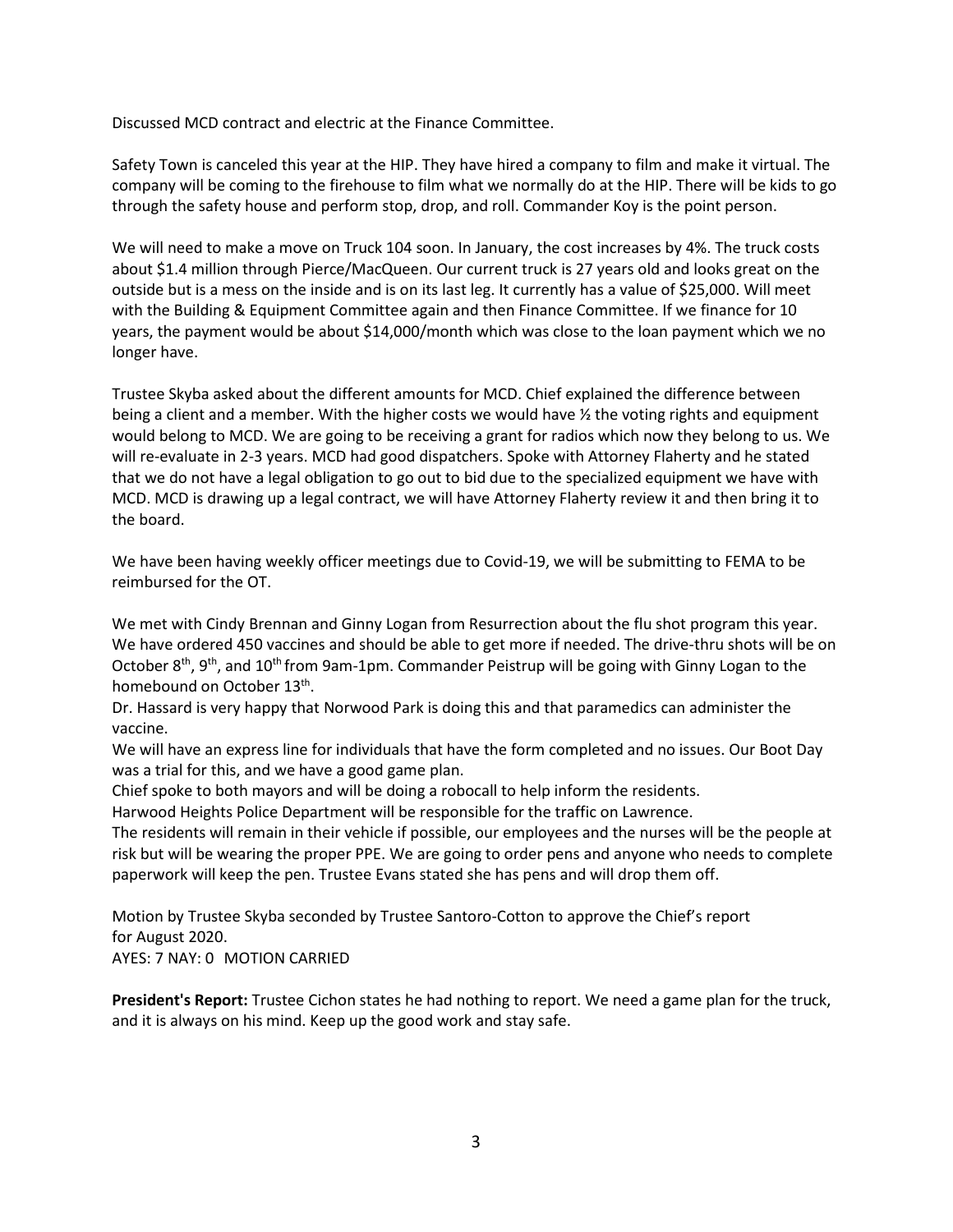Discussed MCD contract and electric at the Finance Committee.

Safety Town is canceled this year at the HIP. They have hired a company to film and make it virtual. The company will be coming to the firehouse to film what we normally do at the HIP. There will be kids to go through the safety house and perform stop, drop, and roll. Commander Koy is the point person.

We will need to make a move on Truck 104 soon. In January, the cost increases by 4%. The truck costs about $1.4 million through Pierce/MacQueen. Our current truck is 27 years old and looks great on the outside but is a mess on the inside and is on its last leg. It currently has a value of $25,000. Will meet with the Building & Equipment Committee again and then Finance Committee. If we finance for 10 years, the payment would be about $14,000/month which was close to the loan payment which we no longer have.

Trustee Skyba asked about the different amounts for MCD. Chief explained the difference between being a client and a member. With the higher costs we would have ½ the voting rights and equipment would belong to MCD. We are going to be receiving a grant for radios which now they belong to us. We will re-evaluate in 2-3 years. MCD had good dispatchers. Spoke with Attorney Flaherty and he stated that we do not have a legal obligation to go out to bid due to the specialized equipment we have with MCD. MCD is drawing up a legal contract, we will have Attorney Flaherty review it and then bring it to the board.

We have been having weekly officer meetings due to Covid-19, we will be submitting to FEMA to be reimbursed for the OT.

We met with Cindy Brennan and Ginny Logan from Resurrection about the flu shot program this year. We have ordered 450 vaccines and should be able to get more if needed. The drive-thru shots will be on October 8th, 9th, and 10th from 9am-1pm. Commander Peistrup will be going with Ginny Logan to the homebound on October 13th.

Dr. Hassard is very happy that Norwood Park is doing this and that paramedics can administer the vaccine.

We will have an express line for individuals that have the form completed and no issues. Our Boot Day was a trial for this, and we have a good game plan.

Chief spoke to both mayors and will be doing a robocall to help inform the residents.

Harwood Heights Police Department will be responsible for the traffic on Lawrence.

The residents will remain in their vehicle if possible, our employees and the nurses will be the people at risk but will be wearing the proper PPE. We are going to order pens and anyone who needs to complete paperwork will keep the pen. Trustee Evans stated she has pens and will drop them off.

Motion by Trustee Skyba seconded by Trustee Santoro-Cotton to approve the Chief's report for August 2020.
AYES: 7 NAY: 0 MOTION CARRIED

**President's Report:** Trustee Cichon states he had nothing to report. We need a game plan for the truck, and it is always on his mind. Keep up the good work and stay safe.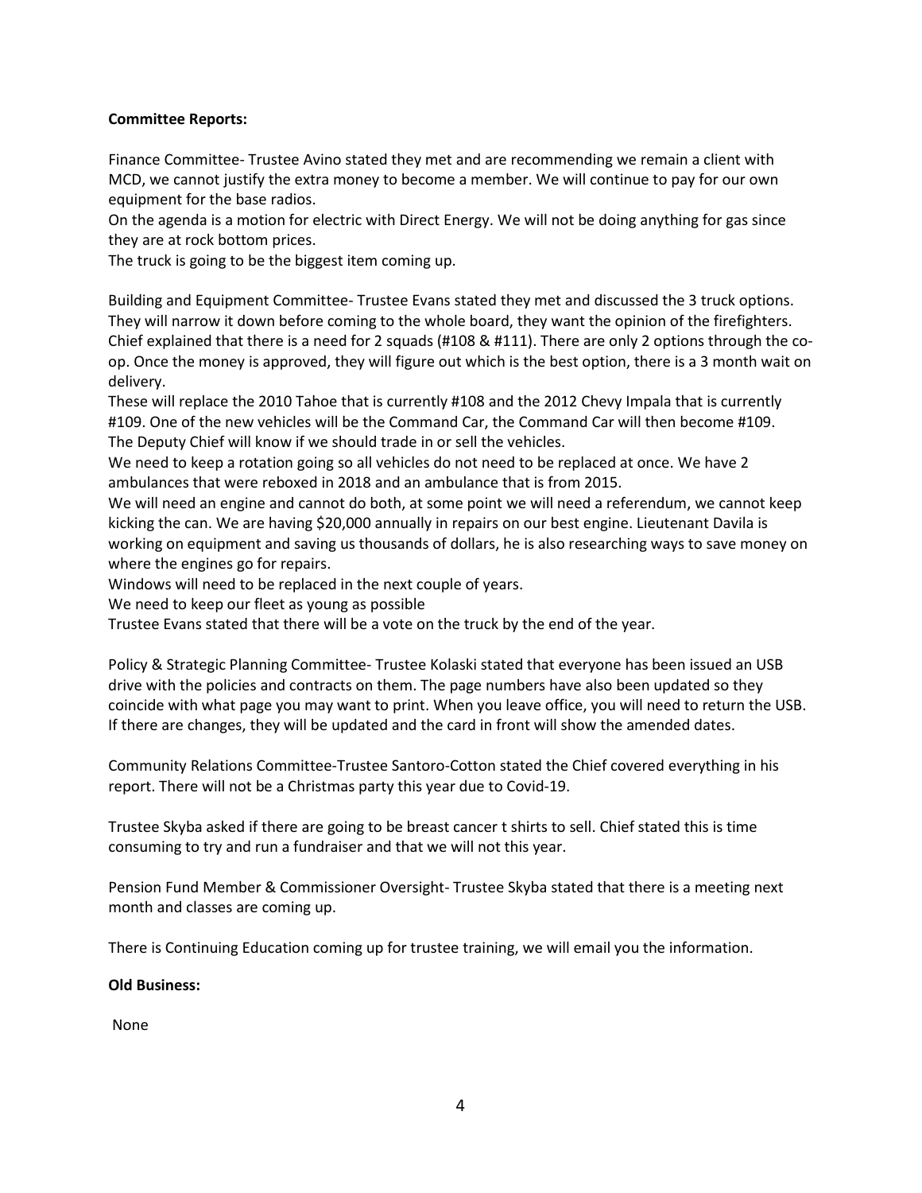**Committee Reports:**

Finance Committee- Trustee Avino stated they met and are recommending we remain a client with MCD, we cannot justify the extra money to become a member. We will continue to pay for our own equipment for the base radios.
On the agenda is a motion for electric with Direct Energy. We will not be doing anything for gas since they are at rock bottom prices.
The truck is going to be the biggest item coming up.

Building and Equipment Committee- Trustee Evans stated they met and discussed the 3 truck options. They will narrow it down before coming to the whole board, they want the opinion of the firefighters. Chief explained that there is a need for 2 squads (#108 & #111). There are only 2 options through the co-op. Once the money is approved, they will figure out which is the best option, there is a 3 month wait on delivery.
These will replace the 2010 Tahoe that is currently #108 and the 2012 Chevy Impala that is currently #109. One of the new vehicles will be the Command Car, the Command Car will then become #109. The Deputy Chief will know if we should trade in or sell the vehicles.
We need to keep a rotation going so all vehicles do not need to be replaced at once. We have 2 ambulances that were reboxed in 2018 and an ambulance that is from 2015.
We will need an engine and cannot do both, at some point we will need a referendum, we cannot keep kicking the can. We are having $20,000 annually in repairs on our best engine. Lieutenant Davila is working on equipment and saving us thousands of dollars, he is also researching ways to save money on where the engines go for repairs.
Windows will need to be replaced in the next couple of years.
We need to keep our fleet as young as possible
Trustee Evans stated that there will be a vote on the truck by the end of the year.

Policy & Strategic Planning Committee- Trustee Kolaski stated that everyone has been issued an USB drive with the policies and contracts on them. The page numbers have also been updated so they coincide with what page you may want to print. When you leave office, you will need to return the USB. If there are changes, they will be updated and the card in front will show the amended dates.

Community Relations Committee-Trustee Santoro-Cotton stated the Chief covered everything in his report. There will not be a Christmas party this year due to Covid-19.

Trustee Skyba asked if there are going to be breast cancer t shirts to sell. Chief stated this is time consuming to try and run a fundraiser and that we will not this year.

Pension Fund Member & Commissioner Oversight- Trustee Skyba stated that there is a meeting next month and classes are coming up.

There is Continuing Education coming up for trustee training, we will email you the information.

**Old Business:**

None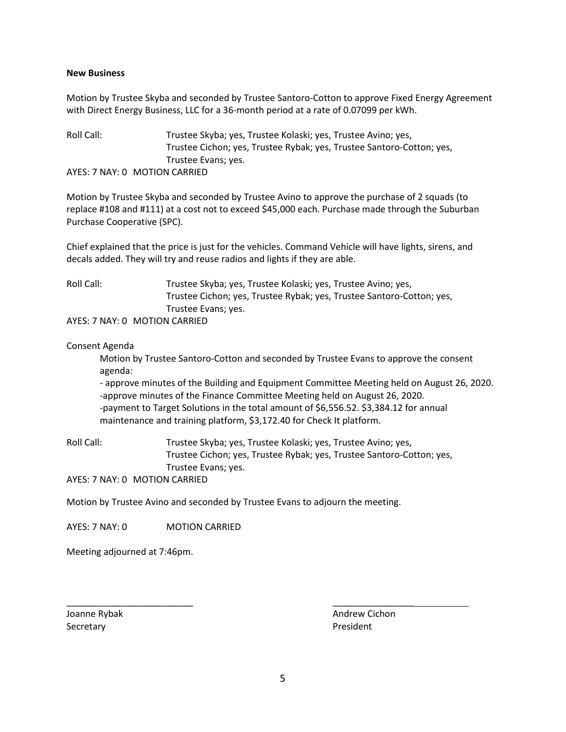**New Business**

Motion by Trustee Skyba and seconded by Trustee Santoro-Cotton to approve Fixed Energy Agreement with Direct Energy Business, LLC for a 36-month period at a rate of 0.07099 per kWh.

Roll Call: Trustee Skyba; yes, Trustee Kolaski; yes, Trustee Avino; yes, Trustee Cichon; yes, Trustee Rybak; yes, Trustee Santoro-Cotton; yes, Trustee Evans; yes.

AYES: 7 NAY: 0 MOTION CARRIED

Motion by Trustee Skyba and seconded by Trustee Avino to approve the purchase of 2 squads (to replace #108 and #111) at a cost not to exceed $45,000 each. Purchase made through the Suburban Purchase Cooperative (SPC).

Chief explained that the price is just for the vehicles. Command Vehicle will have lights, sirens, and decals added. They will try and reuse radios and lights if they are able.

Roll Call: Trustee Skyba; yes, Trustee Kolaski; yes, Trustee Avino; yes, Trustee Cichon; yes, Trustee Rybak; yes, Trustee Santoro-Cotton; yes, Trustee Evans; yes.

AYES: 7 NAY: 0 MOTION CARRIED

Consent Agenda

Motion by Trustee Santoro-Cotton and seconded by Trustee Evans to approve the consent agenda:

- approve minutes of the Building and Equipment Committee Meeting held on August 26, 2020.
- approve minutes of the Finance Committee Meeting held on August 26, 2020.
- payment to Target Solutions in the total amount of $6,556.52. $3,384.12 for annual maintenance and training platform, $3,172.40 for Check It platform.

Roll Call: Trustee Skyba; yes, Trustee Kolaski; yes, Trustee Avino; yes, Trustee Cichon; yes, Trustee Rybak; yes, Trustee Santoro-Cotton; yes, Trustee Evans; yes.

AYES: 7 NAY: 0 MOTION CARRIED

Motion by Trustee Avino and seconded by Trustee Evans to adjourn the meeting.

AYES: 7 NAY: 0 MOTION CARRIED

Meeting adjourned at 7:46pm.

\_\_\_\_\_\_\_\_\_\_\_\_\_\_\_\_\_\_\_\_\_\_\_\_\_
Joanne Rybak
Secretary

\_\_\_\_\_\_\_\_\_\_\_\_\_\_\_\_\_\_\_\_\_\_\_\_\_
Andrew Cichon
President